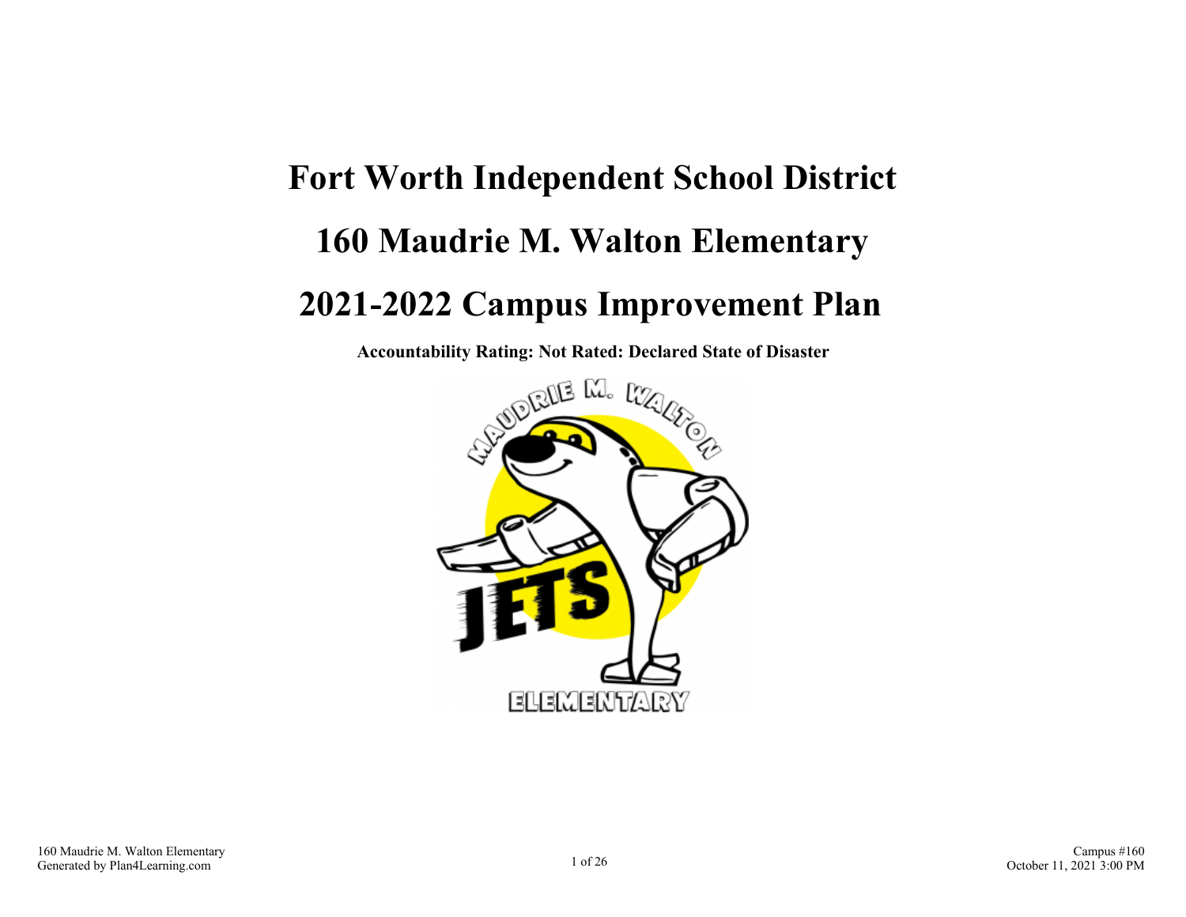# Fort Worth Independent School District

# 160 Maudrie M. Walton Elementary

# 2021-2022 Campus Improvement Plan

**Accountability Rating: Not Rated: Declared State of Disaster**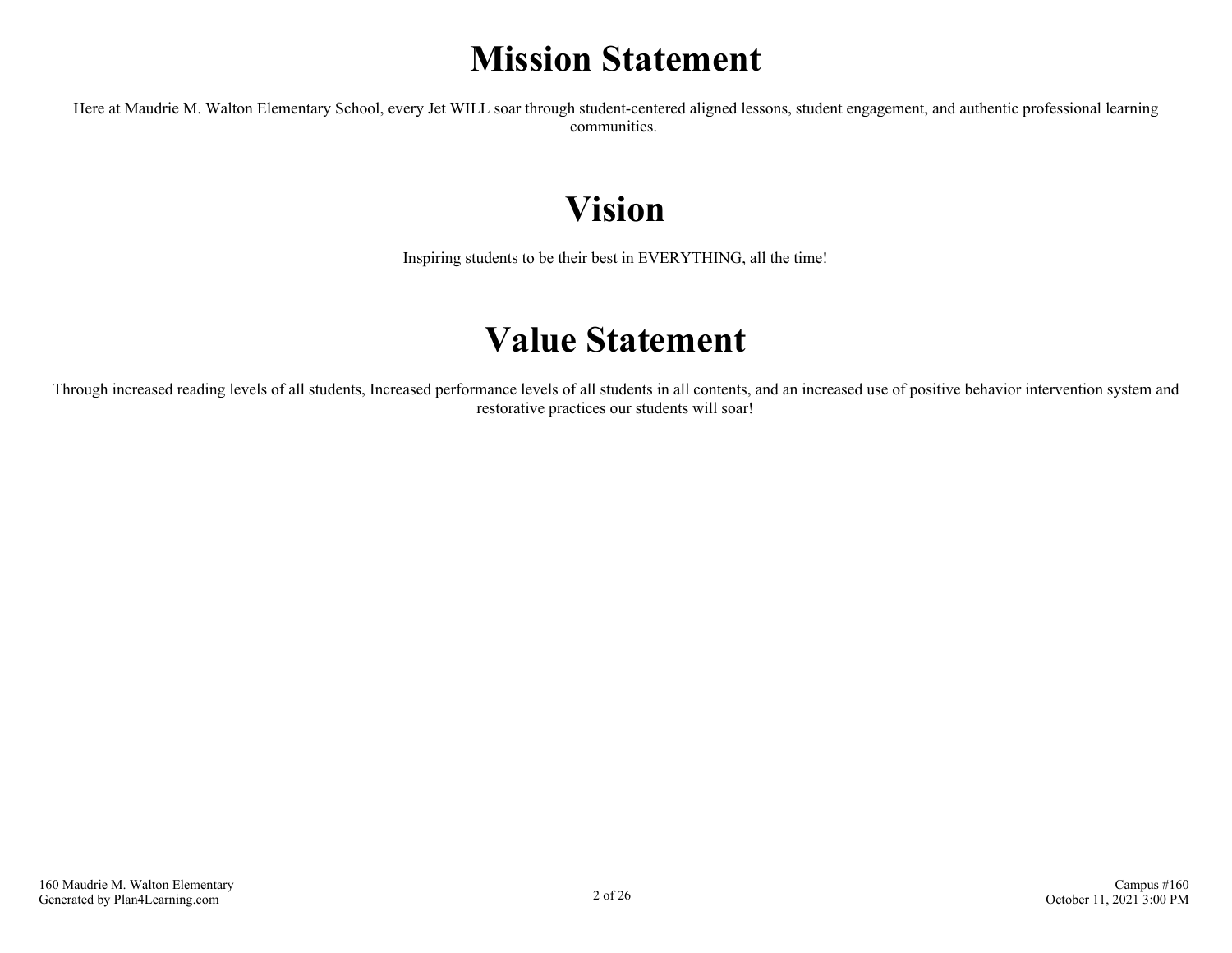# Mission Statement

Here at Maudrie M. Walton Elementary School, every Jet WILL soar through student-centered aligned lessons, student engagement, and authentic professional learning communities.

# Vision

Inspiring students to be their best in EVERYTHING, all the time!

# Value Statement

Through increased reading levels of all students, Increased performance levels of all students in all contents, and an increased use of positive behavior intervention system and restorative practices our students will soar!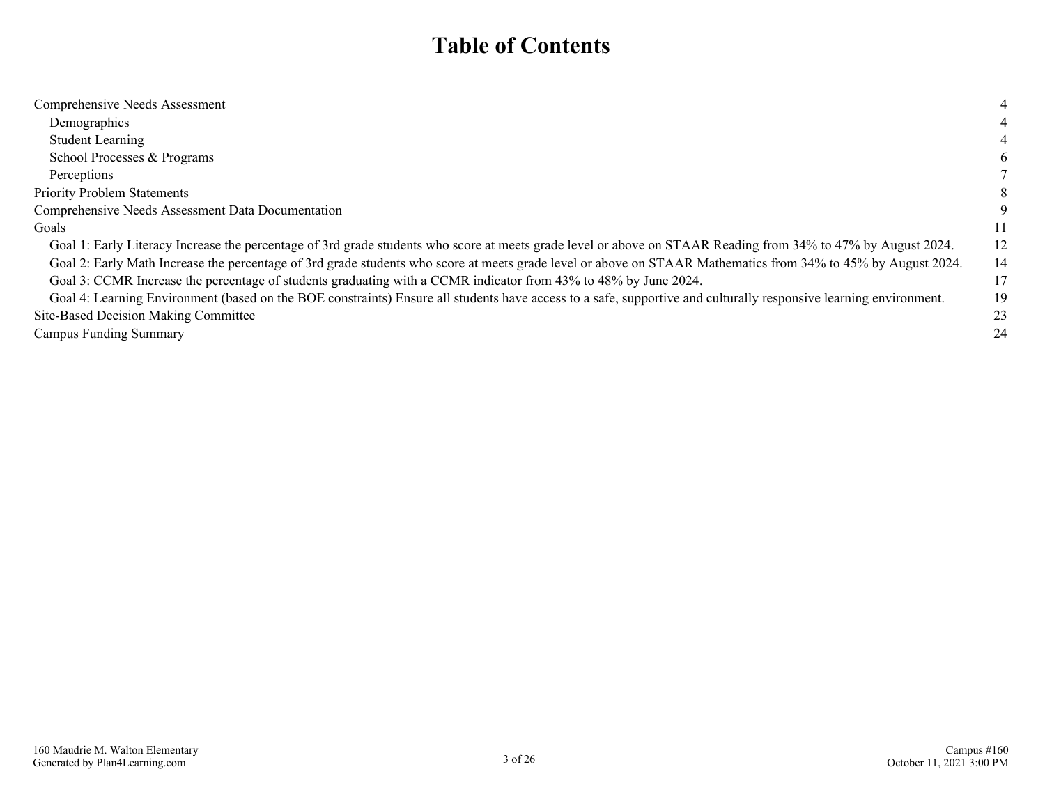# Table of Contents

| | |
|---|---|
| Comprehensive Needs Assessment | 4 |
| Demographics | 4 |
| Student Learning | 4 |
| School Processes & Programs | 6 |
| Perceptions | 7 |
| Priority Problem Statements | 8 |
| Comprehensive Needs Assessment Data Documentation | 9 |
| Goals | 11 |
| Goal 1: Early Literacy Increase the percentage of 3rd grade students who score at meets grade level or above on STAAR Reading from 34% to 47% by August 2024. | 12 |
| Goal 2: Early Math Increase the percentage of 3rd grade students who score at meets grade level or above on STAAR Mathematics from 34% to 45% by August 2024. | 14 |
| Goal 3: CCMR Increase the percentage of students graduating with a CCMR indicator from 43% to 48% by June 2024. | 17 |
| Goal 4: Learning Environment (based on the BOE constraints) Ensure all students have access to a safe, supportive and culturally responsive learning environment. | 19 |
| Site-Based Decision Making Committee | 23 |
| Campus Funding Summary | 24 |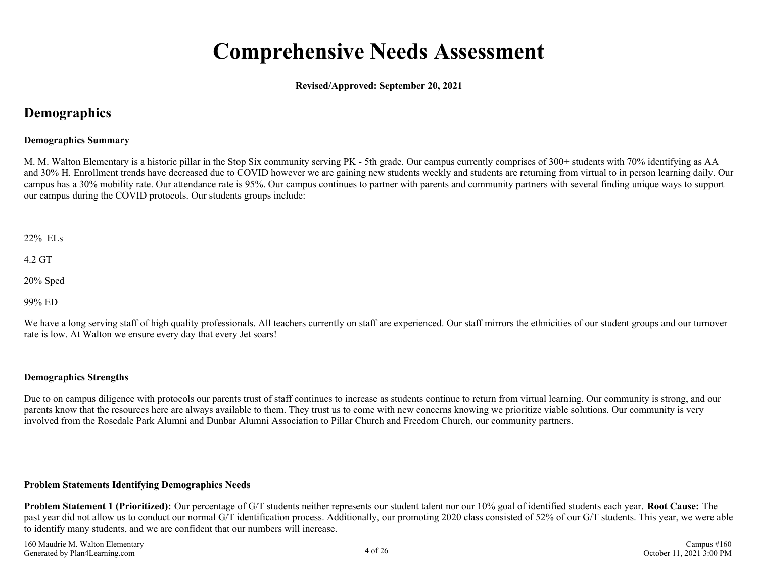# Comprehensive Needs Assessment

**Revised/Approved: September 20, 2021**

## Demographics

### Demographics Summary

M. M. Walton Elementary is a historic pillar in the Stop Six community serving PK - 5th grade. Our campus currently comprises of 300+ students with 70% identifying as AA and 30% H. Enrollment trends have decreased due to COVID however we are gaining new students weekly and students are returning from virtual to in person learning daily. Our campus has a 30% mobility rate. Our attendance rate is 95%. Our campus continues to partner with parents and community partners with several finding unique ways to support our campus during the COVID protocols. Our students groups include:

22% ELs

4.2 GT

20% Sped

99% ED

We have a long serving staff of high quality professionals. All teachers currently on staff are experienced. Our staff mirrors the ethnicities of our student groups and our turnover rate is low. At Walton we ensure every day that every Jet soars!

### Demographics Strengths

Due to on campus diligence with protocols our parents trust of staff continues to increase as students continue to return from virtual learning. Our community is strong, and our parents know that the resources here are always available to them. They trust us to come with new concerns knowing we prioritize viable solutions. Our community is very involved from the Rosedale Park Alumni and Dunbar Alumni Association to Pillar Church and Freedom Church, our community partners.

### Problem Statements Identifying Demographics Needs

**Problem Statement 1 (Prioritized):** Our percentage of G/T students neither represents our student talent nor our 10% goal of identified students each year. **Root Cause:** The past year did not allow us to conduct our normal G/T identification process. Additionally, our promoting 2020 class consisted of 52% of our G/T students. This year, we were able to identify many students, and we are confident that our numbers will increase.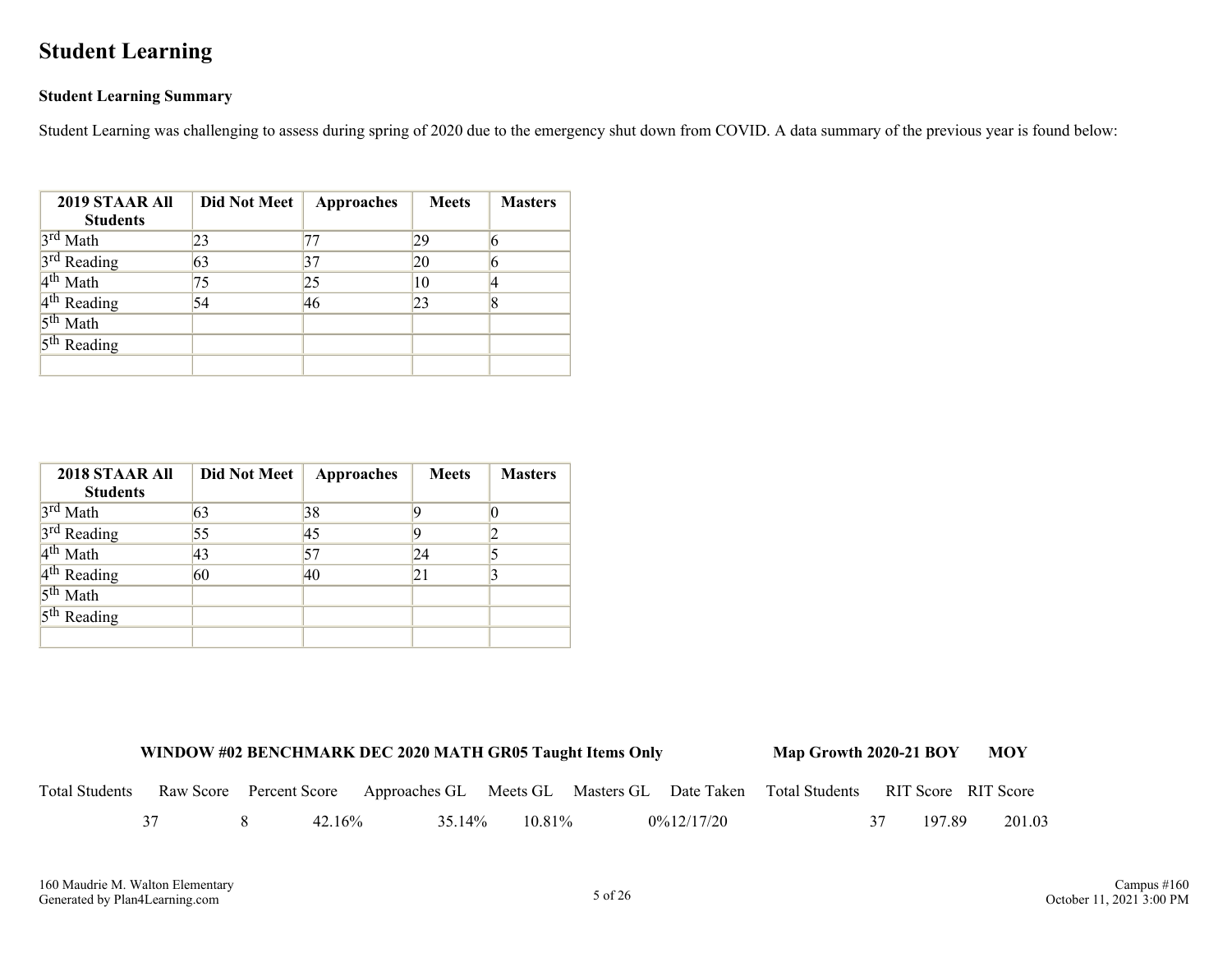# Student Learning

**Student Learning Summary**

Student Learning was challenging to assess during spring of 2020 due to the emergency shut down from COVID. A data summary of the previous year is found below:

| 2019 STAAR All Students | Did Not Meet | Approaches | Meets | Masters |
|---|---|---|---|---|
| 3rd Math | 23 | 77 | 29 | 6 |
| 3rd Reading | 63 | 37 | 20 | 6 |
| 4th Math | 75 | 25 | 10 | 4 |
| 4th Reading | 54 | 46 | 23 | 8 |
| 5th Math | | | | |
| 5th Reading | | | | |
| | | | | |

| 2018 STAAR All Students | Did Not Meet | Approaches | Meets | Masters |
|---|---|---|---|---|
| 3rd Math | 63 | 38 | 9 | 0 |
| 3rd Reading | 55 | 45 | 9 | 2 |
| 4th Math | 43 | 57 | 24 | 5 |
| 4th Reading | 60 | 40 | 21 | 3 |
| 5th Math | | | | |
| 5th Reading | | | | |
| | | | | |

| WINDOW #02 BENCHMARK DEC 2020 MATH GR05 Taught Items Only | | | | | | | Map Growth 2020-21 BOY | | MOY |
|---|---|---|---|---|---|---|---|---|---|
| Total Students | Raw Score | Percent Score | Approaches GL | Meets GL | Masters GL | Date Taken | Total Students | RIT Score | RIT Score |
| 37 | 8 | 42.16% | 35.14% | 10.81% | 0% | 12/17/20 | 37 | 197.89 | 201.03 |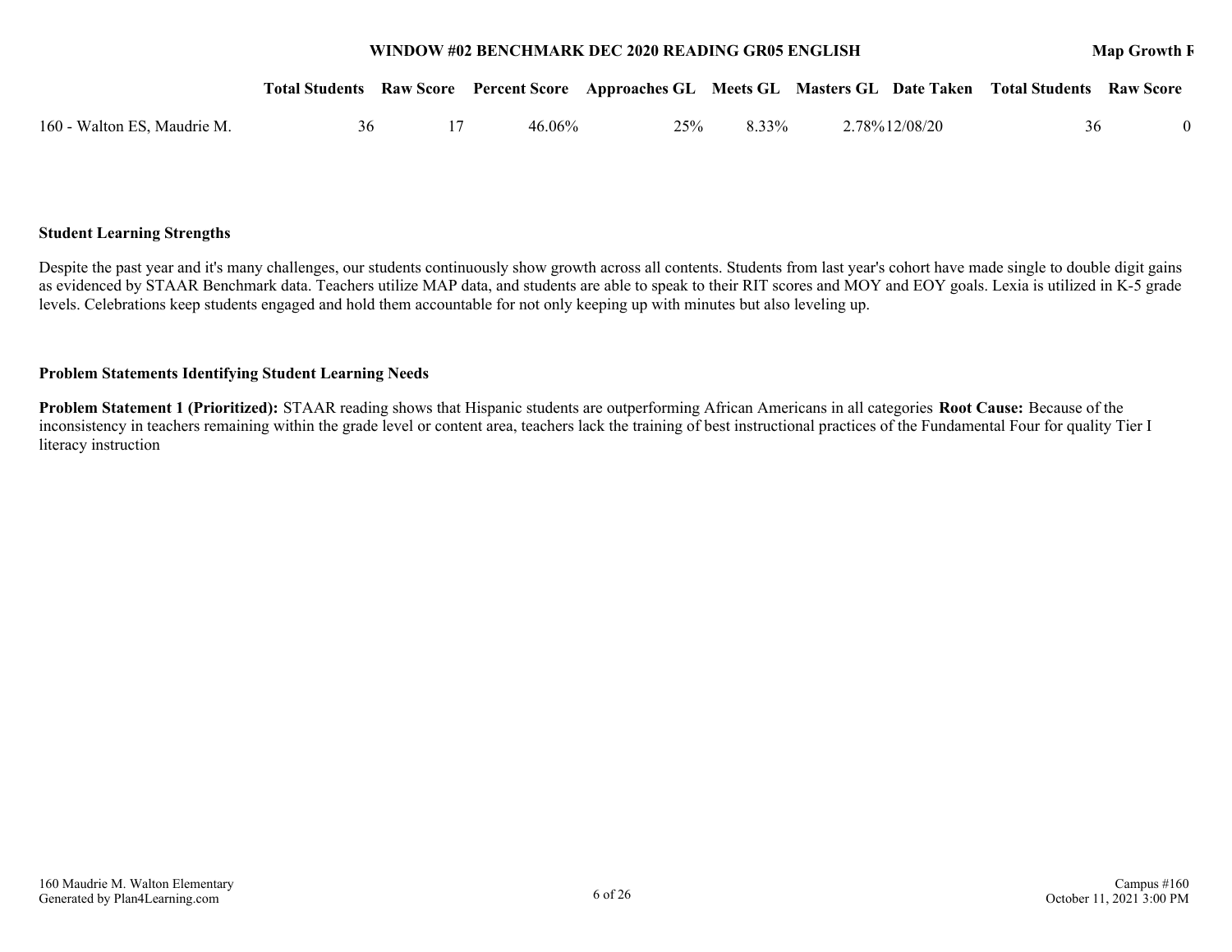| | WINDOW #02 BENCHMARK DEC 2020 READING GR05 ENGLISH | | | | | | | Map Growth F | |
|---|---|---|---|---|---|---|---|---|---|
| | Total Students | Raw Score | Percent Score | Approaches GL | Meets GL | Masters GL | Date Taken | Total Students | Raw Score |
| 160 - Walton ES, Maudrie M. | 36 | 17 | 46.06% | 25% | 8.33% | 2.78% | 12/08/20 | 36 | 0 |

**Student Learning Strengths**

Despite the past year and it's many challenges, our students continuously show growth across all contents. Students from last year's cohort have made single to double digit gains as evidenced by STAAR Benchmark data. Teachers utilize MAP data, and students are able to speak to their RIT scores and MOY and EOY goals. Lexia is utilized in K-5 grade levels. Celebrations keep students engaged and hold them accountable for not only keeping up with minutes but also leveling up.

**Problem Statements Identifying Student Learning Needs**

**Problem Statement 1 (Prioritized):** STAAR reading shows that Hispanic students are outperforming African Americans in all categories **Root Cause:** Because of the inconsistency in teachers remaining within the grade level or content area, teachers lack the training of best instructional practices of the Fundamental Four for quality Tier I literacy instruction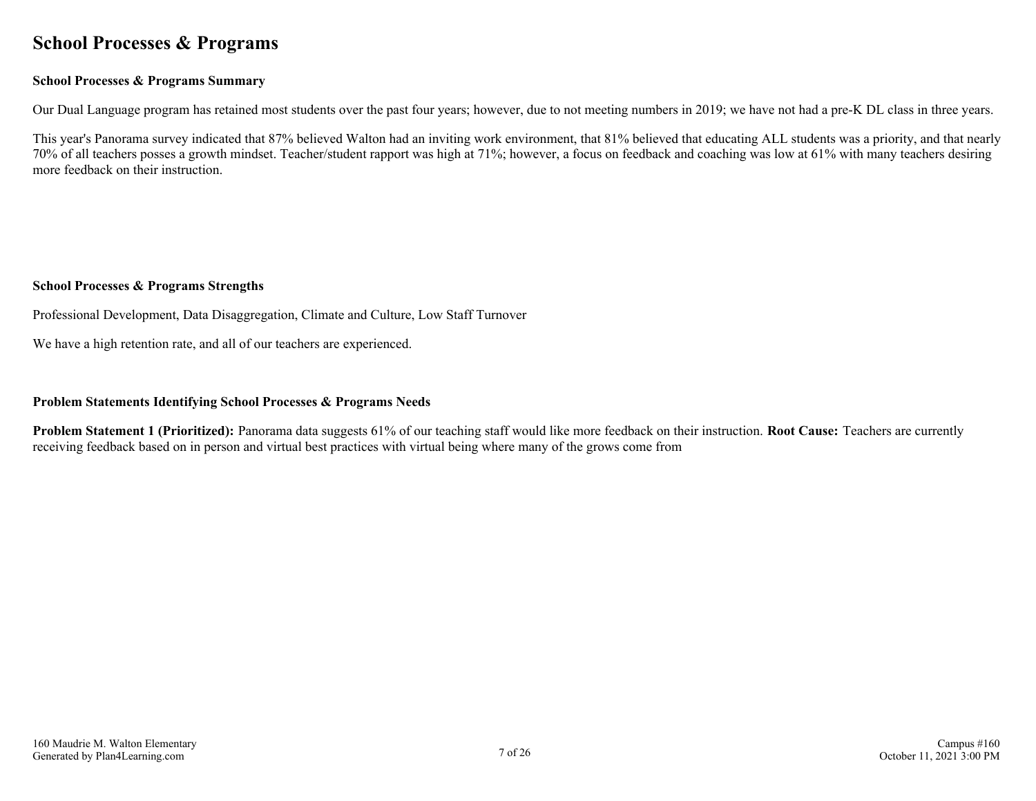# School Processes & Programs

### School Processes & Programs Summary

Our Dual Language program has retained most students over the past four years; however, due to not meeting numbers in 2019; we have not had a pre-K DL class in three years.

This year's Panorama survey indicated that 87% believed Walton had an inviting work environment, that 81% believed that educating ALL students was a priority, and that nearly 70% of all teachers posses a growth mindset. Teacher/student rapport was high at 71%; however, a focus on feedback and coaching was low at 61% with many teachers desiring more feedback on their instruction.

### School Processes & Programs Strengths

Professional Development, Data Disaggregation, Climate and Culture, Low Staff Turnover

We have a high retention rate, and all of our teachers are experienced.

### Problem Statements Identifying School Processes & Programs Needs

**Problem Statement 1 (Prioritized):** Panorama data suggests 61% of our teaching staff would like more feedback on their instruction. **Root Cause:** Teachers are currently receiving feedback based on in person and virtual best practices with virtual being where many of the grows come from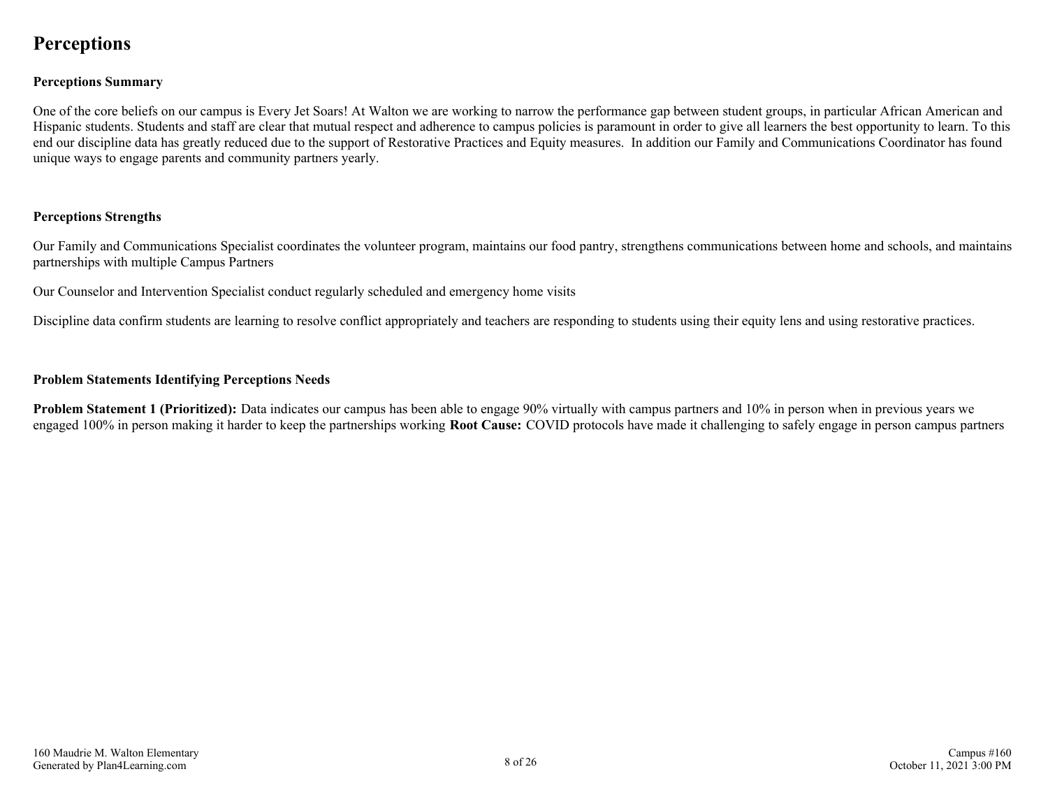# Perceptions

## Perceptions Summary

One of the core beliefs on our campus is Every Jet Soars! At Walton we are working to narrow the performance gap between student groups, in particular African American and Hispanic students. Students and staff are clear that mutual respect and adherence to campus policies is paramount in order to give all learners the best opportunity to learn. To this end our discipline data has greatly reduced due to the support of Restorative Practices and Equity measures. In addition our Family and Communications Coordinator has found unique ways to engage parents and community partners yearly.

## Perceptions Strengths

Our Family and Communications Specialist coordinates the volunteer program, maintains our food pantry, strengthens communications between home and schools, and maintains partnerships with multiple Campus Partners

Our Counselor and Intervention Specialist conduct regularly scheduled and emergency home visits

Discipline data confirm students are learning to resolve conflict appropriately and teachers are responding to students using their equity lens and using restorative practices.

## Problem Statements Identifying Perceptions Needs

**Problem Statement 1 (Prioritized):** Data indicates our campus has been able to engage 90% virtually with campus partners and 10% in person when in previous years we engaged 100% in person making it harder to keep the partnerships working **Root Cause:** COVID protocols have made it challenging to safely engage in person campus partners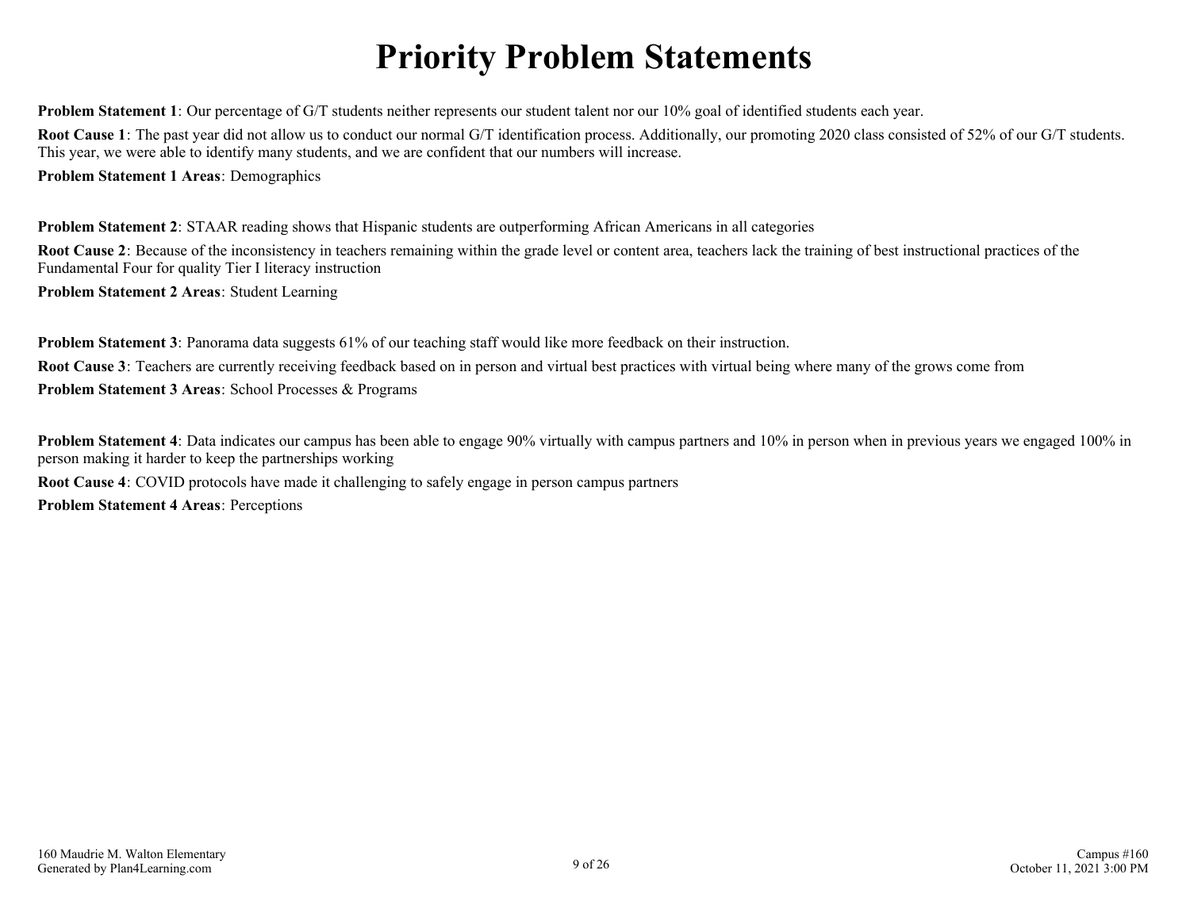# Priority Problem Statements

**Problem Statement 1**: Our percentage of G/T students neither represents our student talent nor our 10% goal of identified students each year.

**Root Cause 1**: The past year did not allow us to conduct our normal G/T identification process. Additionally, our promoting 2020 class consisted of 52% of our G/T students. This year, we were able to identify many students, and we are confident that our numbers will increase.

**Problem Statement 1 Areas**: Demographics

**Problem Statement 2**: STAAR reading shows that Hispanic students are outperforming African Americans in all categories

**Root Cause 2**: Because of the inconsistency in teachers remaining within the grade level or content area, teachers lack the training of best instructional practices of the Fundamental Four for quality Tier I literacy instruction

**Problem Statement 2 Areas**: Student Learning

**Problem Statement 3**: Panorama data suggests 61% of our teaching staff would like more feedback on their instruction.

**Root Cause 3**: Teachers are currently receiving feedback based on in person and virtual best practices with virtual being where many of the grows come from

**Problem Statement 3 Areas**: School Processes & Programs

**Problem Statement 4**: Data indicates our campus has been able to engage 90% virtually with campus partners and 10% in person when in previous years we engaged 100% in person making it harder to keep the partnerships working

**Root Cause 4**: COVID protocols have made it challenging to safely engage in person campus partners

**Problem Statement 4 Areas**: Perceptions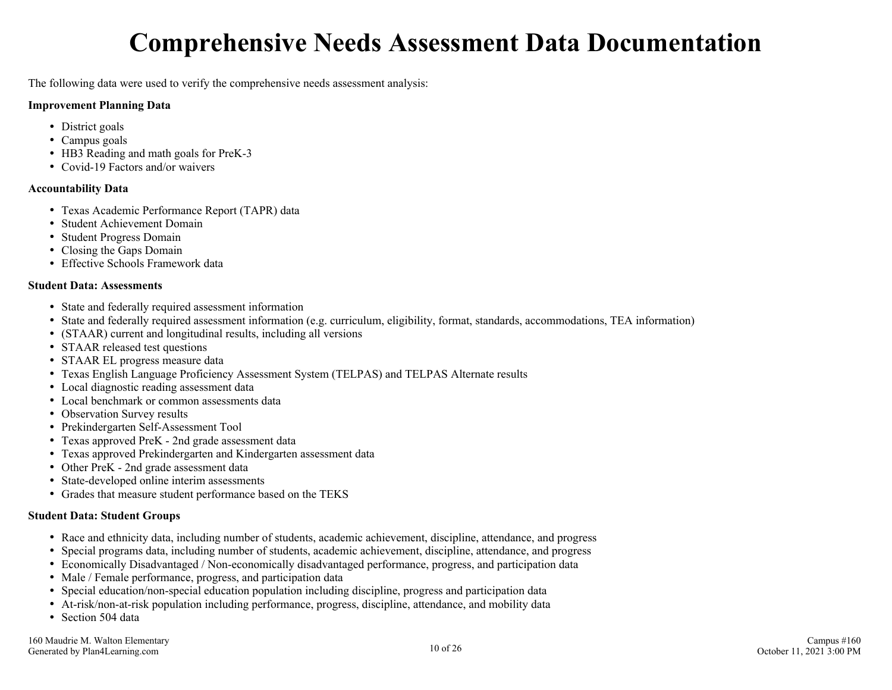# Comprehensive Needs Assessment Data Documentation

The following data were used to verify the comprehensive needs assessment analysis:

**Improvement Planning Data**

- District goals
- Campus goals
- HB3 Reading and math goals for PreK-3
- Covid-19 Factors and/or waivers

**Accountability Data**

- Texas Academic Performance Report (TAPR) data
- Student Achievement Domain
- Student Progress Domain
- Closing the Gaps Domain
- Effective Schools Framework data

**Student Data: Assessments**

- State and federally required assessment information
- State and federally required assessment information (e.g. curriculum, eligibility, format, standards, accommodations, TEA information)
- (STAAR) current and longitudinal results, including all versions
- STAAR released test questions
- STAAR EL progress measure data
- Texas English Language Proficiency Assessment System (TELPAS) and TELPAS Alternate results
- Local diagnostic reading assessment data
- Local benchmark or common assessments data
- Observation Survey results
- Prekindergarten Self-Assessment Tool
- Texas approved PreK - 2nd grade assessment data
- Texas approved Prekindergarten and Kindergarten assessment data
- Other PreK - 2nd grade assessment data
- State-developed online interim assessments
- Grades that measure student performance based on the TEKS

**Student Data: Student Groups**

- Race and ethnicity data, including number of students, academic achievement, discipline, attendance, and progress
- Special programs data, including number of students, academic achievement, discipline, attendance, and progress
- Economically Disadvantaged / Non-economically disadvantaged performance, progress, and participation data
- Male / Female performance, progress, and participation data
- Special education/non-special education population including discipline, progress and participation data
- At-risk/non-at-risk population including performance, progress, discipline, attendance, and mobility data
- Section 504 data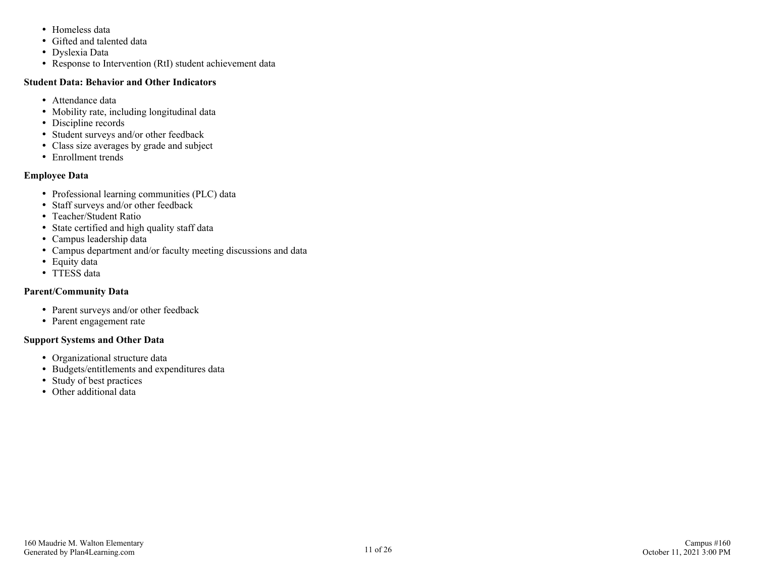- Homeless data
- Gifted and talented data
- Dyslexia Data
- Response to Intervention (RtI) student achievement data

**Student Data: Behavior and Other Indicators**

- Attendance data
- Mobility rate, including longitudinal data
- Discipline records
- Student surveys and/or other feedback
- Class size averages by grade and subject
- Enrollment trends

**Employee Data**

- Professional learning communities (PLC) data
- Staff surveys and/or other feedback
- Teacher/Student Ratio
- State certified and high quality staff data
- Campus leadership data
- Campus department and/or faculty meeting discussions and data
- Equity data
- TTESS data

**Parent/Community Data**

- Parent surveys and/or other feedback
- Parent engagement rate

**Support Systems and Other Data**

- Organizational structure data
- Budgets/entitlements and expenditures data
- Study of best practices
- Other additional data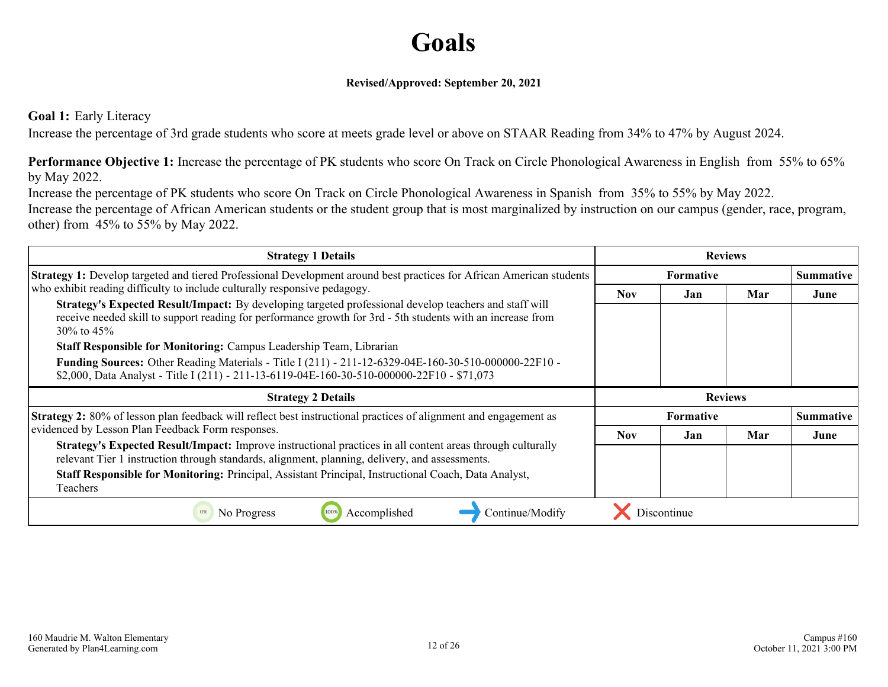# Goals

**Revised/Approved: September 20, 2021**

**Goal 1:** Early Literacy

Increase the percentage of 3rd grade students who score at meets grade level or above on STAAR Reading from 34% to 47% by August 2024.

**Performance Objective 1:** Increase the percentage of PK students who score On Track on Circle Phonological Awareness in English from 55% to 65% by May 2022.

Increase the percentage of PK students who score On Track on Circle Phonological Awareness in Spanish from 35% to 55% by May 2022.

Increase the percentage of African American students or the student group that is most marginalized by instruction on our campus (gender, race, program, other) from 45% to 55% by May 2022.

| Strategy 1 Details | Reviews | | | |
|---|---|---|---|---|
| | Formative | | | Summative |
| | Nov | Jan | Mar | June |
| **Strategy 1:** Develop targeted and tiered Professional Development around best practices for African American students who exhibit reading difficulty to include culturally responsive pedagogy.<br>**Strategy's Expected Result/Impact:** By developing targeted professional develop teachers and staff will receive needed skill to support reading for performance growth for 3rd - 5th students with an increase from 30% to 45%<br>**Staff Responsible for Monitoring:** Campus Leadership Team, Librarian<br>**Funding Sources:** Other Reading Materials - Title I (211) - 211-12-6329-04E-160-30-510-000000-22F10 - $2,000, Data Analyst - Title I (211) - 211-13-6119-04E-160-30-510-000000-22F10 - $71,073 | | | | |

| Strategy 2 Details | Reviews | | | |
|---|---|---|---|---|
| | Formative | | | Summative |
| | Nov | Jan | Mar | June |
| **Strategy 2:** 80% of lesson plan feedback will reflect best instructional practices of alignment and engagement as evidenced by Lesson Plan Feedback Form responses.<br>**Strategy's Expected Result/Impact:** Improve instructional practices in all content areas through culturally relevant Tier 1 instruction through standards, alignment, planning, delivery, and assessments.<br>**Staff Responsible for Monitoring:** Principal, Assistant Principal, Instructional Coach, Data Analyst, Teachers | | | | |

No Progress | Accomplished | Continue/Modify | Discontinue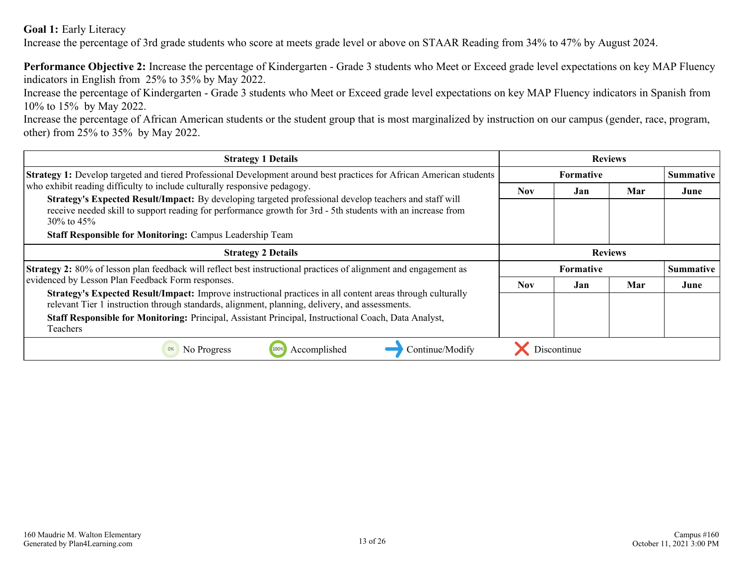**Goal 1:** Early Literacy
Increase the percentage of 3rd grade students who score at meets grade level or above on STAAR Reading from 34% to 47% by August 2024.

**Performance Objective 2:** Increase the percentage of Kindergarten - Grade 3 students who Meet or Exceed grade level expectations on key MAP Fluency indicators in English from 25% to 35% by May 2022.
Increase the percentage of Kindergarten - Grade 3 students who Meet or Exceed grade level expectations on key MAP Fluency indicators in Spanish from 10% to 15% by May 2022.
Increase the percentage of African American students or the student group that is most marginalized by instruction on our campus (gender, race, program, other) from 25% to 35% by May 2022.

| Strategy 1 Details | Reviews | | | |
|---|---|---|---|---|
| | Formative | | | Summative |
| | Nov | Jan | Mar | June |
| **Strategy 1:** Develop targeted and tiered Professional Development around best practices for African American students who exhibit reading difficulty to include culturally responsive pedagogy.<br>**Strategy's Expected Result/Impact:** By developing targeted professional develop teachers and staff will receive needed skill to support reading for performance growth for 3rd - 5th students with an increase from 30% to 45%<br>**Staff Responsible for Monitoring:** Campus Leadership Team | | | | |

| Strategy 2 Details | Reviews | | | |
|---|---|---|---|---|
| | Formative | | | Summative |
| | Nov | Jan | Mar | June |
| **Strategy 2:** 80% of lesson plan feedback will reflect best instructional practices of alignment and engagement as evidenced by Lesson Plan Feedback Form responses.<br>**Strategy's Expected Result/Impact:** Improve instructional practices in all content areas through culturally relevant Tier 1 instruction through standards, alignment, planning, delivery, and assessments.<br>**Staff Responsible for Monitoring:** Principal, Assistant Principal, Instructional Coach, Data Analyst, Teachers | | | | |

0% No Progress | 100% Accomplished | Continue/Modify | Discontinue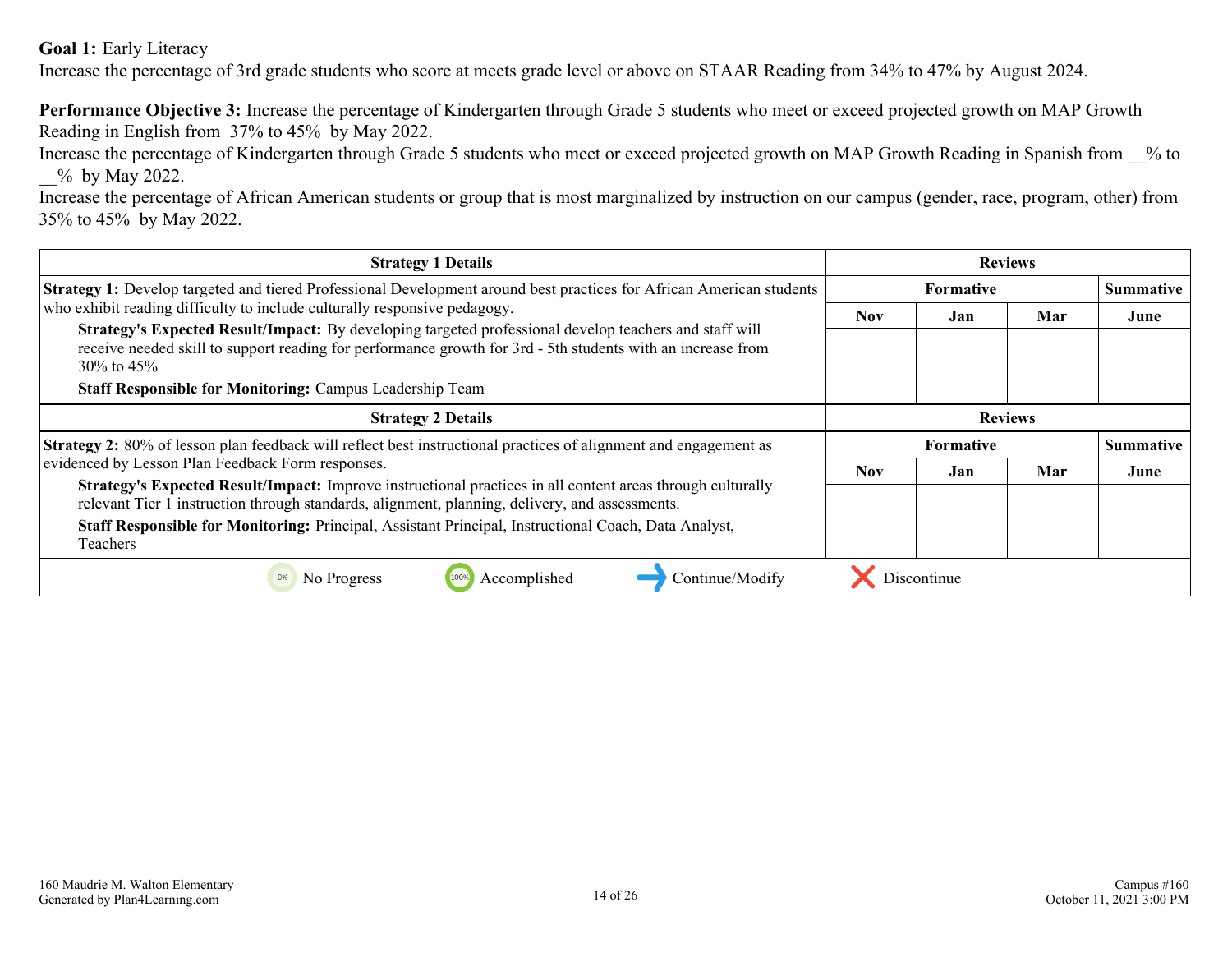**Goal 1:** Early Literacy

Increase the percentage of 3rd grade students who score at meets grade level or above on STAAR Reading from 34% to 47% by August 2024.

**Performance Objective 3:** Increase the percentage of Kindergarten through Grade 5 students who meet or exceed projected growth on MAP Growth Reading in English from 37% to 45% by May 2022.

Increase the percentage of Kindergarten through Grade 5 students who meet or exceed projected growth on MAP Growth Reading in Spanish from __% to __% by May 2022.

Increase the percentage of African American students or group that is most marginalized by instruction on our campus (gender, race, program, other) from 35% to 45% by May 2022.

| Strategy 1 Details | Reviews | | | |
|---|---|---|---|---|
| | Formative | | | Summative |
| | Nov | Jan | Mar | June |
| **Strategy 1:** Develop targeted and tiered Professional Development around best practices for African American students who exhibit reading difficulty to include culturally responsive pedagogy.<br>**Strategy's Expected Result/Impact:** By developing targeted professional develop teachers and staff will receive needed skill to support reading for performance growth for 3rd - 5th students with an increase from 30% to 45%<br>**Staff Responsible for Monitoring:** Campus Leadership Team | | | | |

| Strategy 2 Details | Reviews | | | |
|---|---|---|---|---|
| | Formative | | | Summative |
| | Nov | Jan | Mar | June |
| **Strategy 2:** 80% of lesson plan feedback will reflect best instructional practices of alignment and engagement as evidenced by Lesson Plan Feedback Form responses.<br>**Strategy's Expected Result/Impact:** Improve instructional practices in all content areas through culturally relevant Tier 1 instruction through standards, alignment, planning, delivery, and assessments.<br>**Staff Responsible for Monitoring:** Principal, Assistant Principal, Instructional Coach, Data Analyst, Teachers | | | | |

0% No Progress | 100% Accomplished | → Continue/Modify | ✕ Discontinue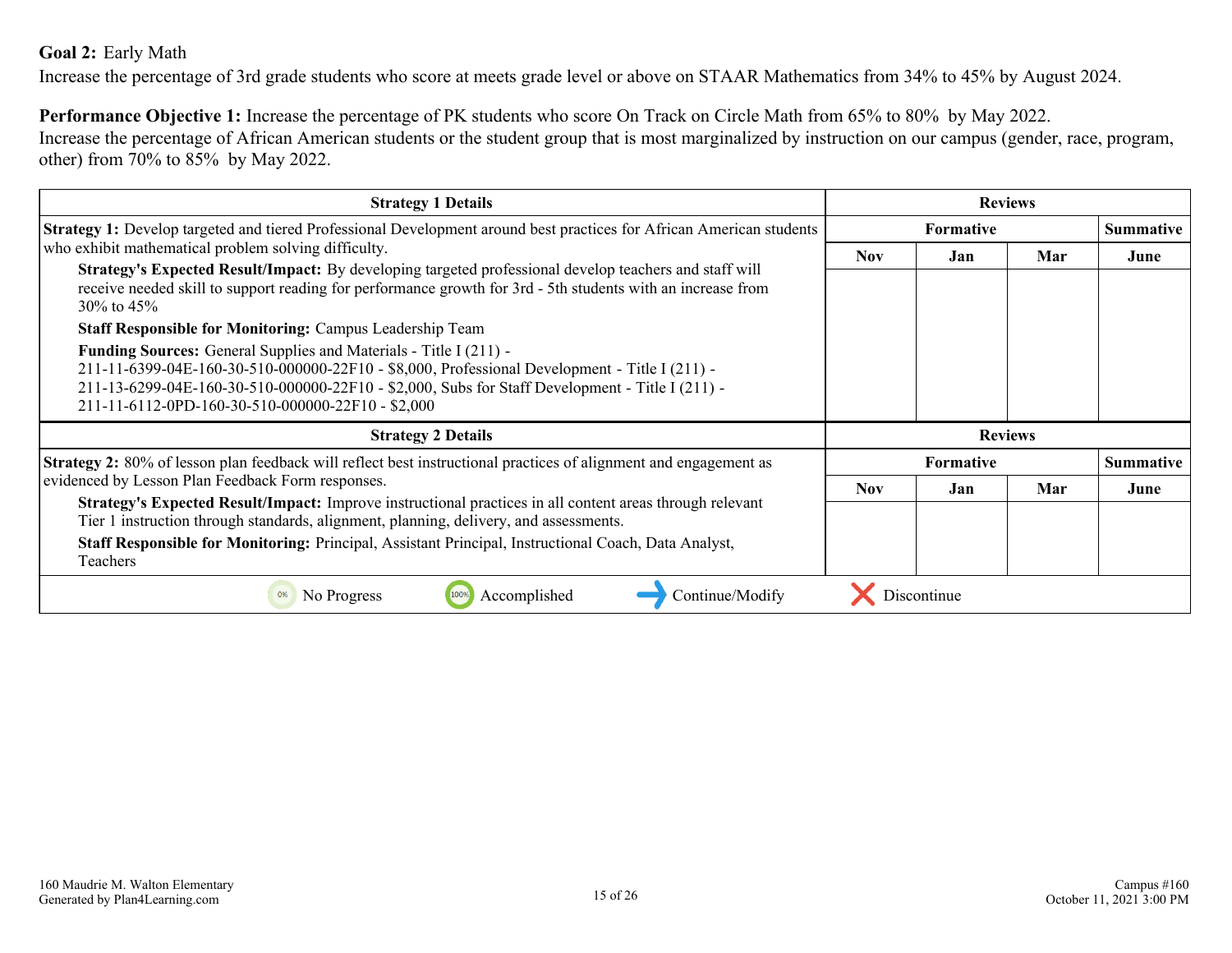**Goal 2:** Early Math

Increase the percentage of 3rd grade students who score at meets grade level or above on STAAR Mathematics from 34% to 45% by August 2024.

**Performance Objective 1:** Increase the percentage of PK students who score On Track on Circle Math from 65% to 80% by May 2022.
Increase the percentage of African American students or the student group that is most marginalized by instruction on our campus (gender, race, program, other) from 70% to 85% by May 2022.

| Strategy 1 Details | Reviews | | | |
|---|---|---|---|---|
| | Formative | | | Summative |
| | Nov | Jan | Mar | June |
| **Strategy 1:** Develop targeted and tiered Professional Development around best practices for African American students who exhibit mathematical problem solving difficulty.<br>**Strategy's Expected Result/Impact:** By developing targeted professional develop teachers and staff will receive needed skill to support reading for performance growth for 3rd - 5th students with an increase from 30% to 45%<br>**Staff Responsible for Monitoring:** Campus Leadership Team<br>**Funding Sources:** General Supplies and Materials - Title I (211) - 211-11-6399-04E-160-30-510-000000-22F10 - $8,000, Professional Development - Title I (211) - 211-13-6299-04E-160-30-510-000000-22F10 - $2,000, Subs for Staff Development - Title I (211) - 211-11-6112-0PD-160-30-510-000000-22F10 - $2,000 | | | | |

| Strategy 2 Details | Reviews | | | |
|---|---|---|---|---|
| | Formative | | | Summative |
| | Nov | Jan | Mar | June |
| **Strategy 2:** 80% of lesson plan feedback will reflect best instructional practices of alignment and engagement as evidenced by Lesson Plan Feedback Form responses.<br>**Strategy's Expected Result/Impact:** Improve instructional practices in all content areas through relevant Tier 1 instruction through standards, alignment, planning, delivery, and assessments.<br>**Staff Responsible for Monitoring:** Principal, Assistant Principal, Instructional Coach, Data Analyst, Teachers | | | | |

0% No Progress | 100% Accomplished | Continue/Modify | Discontinue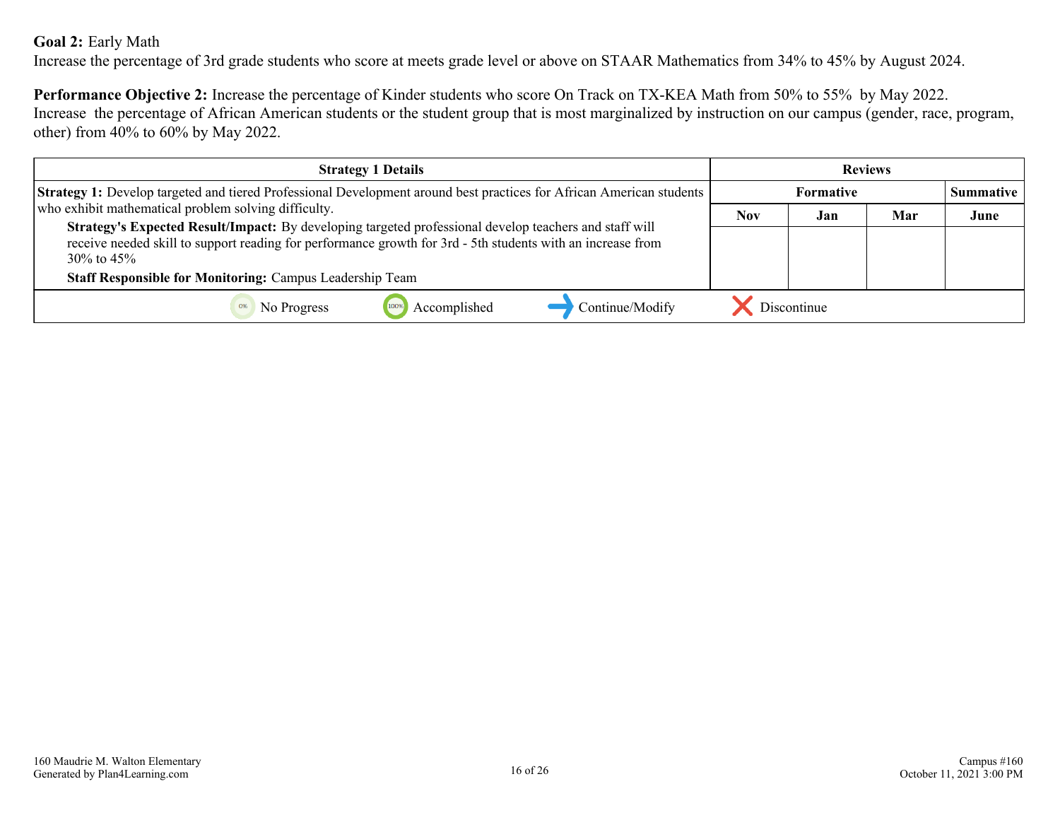**Goal 2:** Early Math
Increase the percentage of 3rd grade students who score at meets grade level or above on STAAR Mathematics from 34% to 45% by August 2024.

**Performance Objective 2:** Increase the percentage of Kinder students who score On Track on TX-KEA Math from 50% to 55% by May 2022.
Increase the percentage of African American students or the student group that is most marginalized by instruction on our campus (gender, race, program, other) from 40% to 60% by May 2022.

| Strategy 1 Details | Reviews | | | |
|---|---|---|---|---|
| | Formative | | | Summative |
| | Nov | Jan | Mar | June |
| **Strategy 1:** Develop targeted and tiered Professional Development around best practices for African American students who exhibit mathematical problem solving difficulty.<br>**Strategy's Expected Result/Impact:** By developing targeted professional develop teachers and staff will receive needed skill to support reading for performance growth for 3rd - 5th students with an increase from 30% to 45%<br>**Staff Responsible for Monitoring:** Campus Leadership Team | | | | |
| No Progress / Accomplished / Continue/Modify / Discontinue | | | | |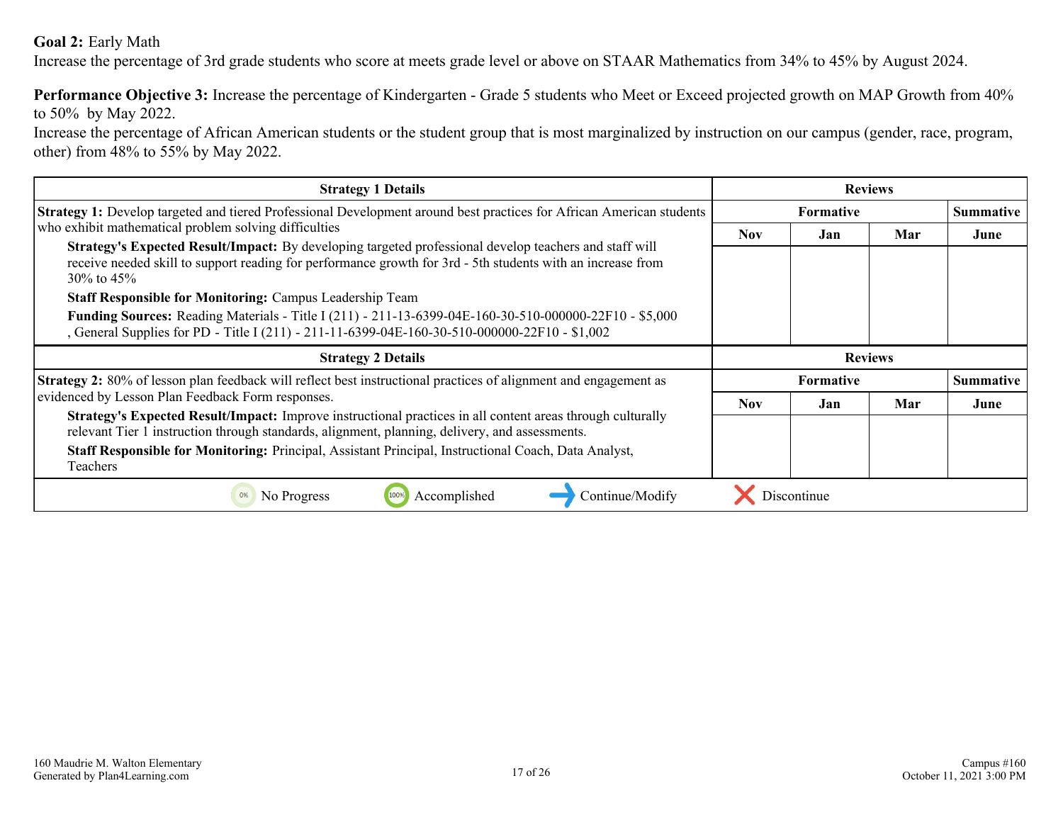**Goal 2:** Early Math

Increase the percentage of 3rd grade students who score at meets grade level or above on STAAR Mathematics from 34% to 45% by August 2024.

**Performance Objective 3:** Increase the percentage of Kindergarten - Grade 5 students who Meet or Exceed projected growth on MAP Growth from 40% to 50% by May 2022.

Increase the percentage of African American students or the student group that is most marginalized by instruction on our campus (gender, race, program, other) from 48% to 55% by May 2022.

| Strategy 1 Details | Reviews | | | |
|---|---|---|---|---|
| | Formative | | | Summative |
| | Nov | Jan | Mar | June |
| **Strategy 1:** Develop targeted and tiered Professional Development around best practices for African American students who exhibit mathematical problem solving difficulties<br>**Strategy's Expected Result/Impact:** By developing targeted professional develop teachers and staff will receive needed skill to support reading for performance growth for 3rd - 5th students with an increase from 30% to 45%<br>**Staff Responsible for Monitoring:** Campus Leadership Team<br>**Funding Sources:** Reading Materials - Title I (211) - 211-13-6399-04E-160-30-510-000000-22F10 - $5,000 , General Supplies for PD - Title I (211) - 211-11-6399-04E-160-30-510-000000-22F10 - $1,002 | | | | |

| Strategy 2 Details | Reviews | | | |
|---|---|---|---|---|
| | Formative | | | Summative |
| | Nov | Jan | Mar | June |
| **Strategy 2:** 80% of lesson plan feedback will reflect best instructional practices of alignment and engagement as evidenced by Lesson Plan Feedback Form responses.<br>**Strategy's Expected Result/Impact:** Improve instructional practices in all content areas through culturally relevant Tier 1 instruction through standards, alignment, planning, delivery, and assessments.<br>**Staff Responsible for Monitoring:** Principal, Assistant Principal, Instructional Coach, Data Analyst, Teachers | | | | |

0% No Progress | 100% Accomplished | Continue/Modify | Discontinue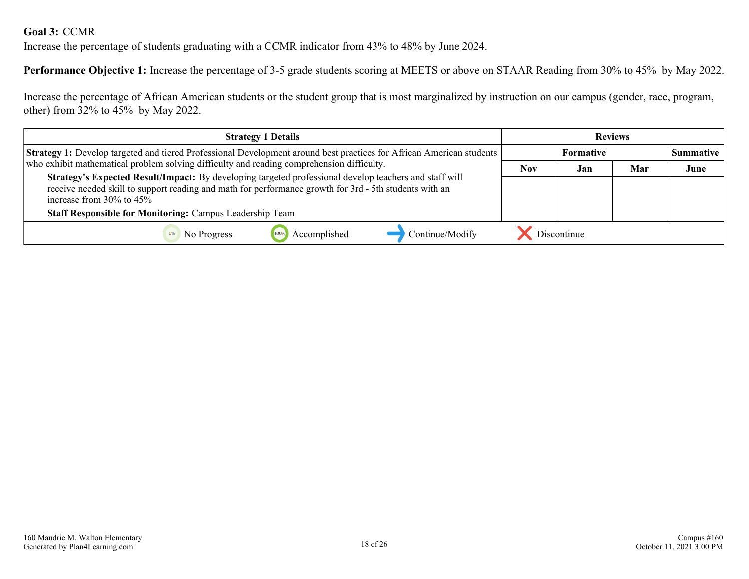**Goal 3:** CCMR

Increase the percentage of students graduating with a CCMR indicator from 43% to 48% by June 2024.

**Performance Objective 1:** Increase the percentage of 3-5 grade students scoring at MEETS or above on STAAR Reading from 30% to 45% by May 2022.

Increase the percentage of African American students or the student group that is most marginalized by instruction on our campus (gender, race, program, other) from 32% to 45% by May 2022.

| Strategy 1 Details | Reviews | | | |
|---|---|---|---|---|
| | Formative | | | Summative |
| | Nov | Jan | Mar | June |
| **Strategy 1:** Develop targeted and tiered Professional Development around best practices for African American students who exhibit mathematical problem solving difficulty and reading comprehension difficulty.<br>**Strategy's Expected Result/Impact:** By developing targeted professional develop teachers and staff will receive needed skill to support reading and math for performance growth for 3rd - 5th students with an increase from 30% to 45%<br>**Staff Responsible for Monitoring:** Campus Leadership Team | | | | |

No Progress | Accomplished | Continue/Modify | Discontinue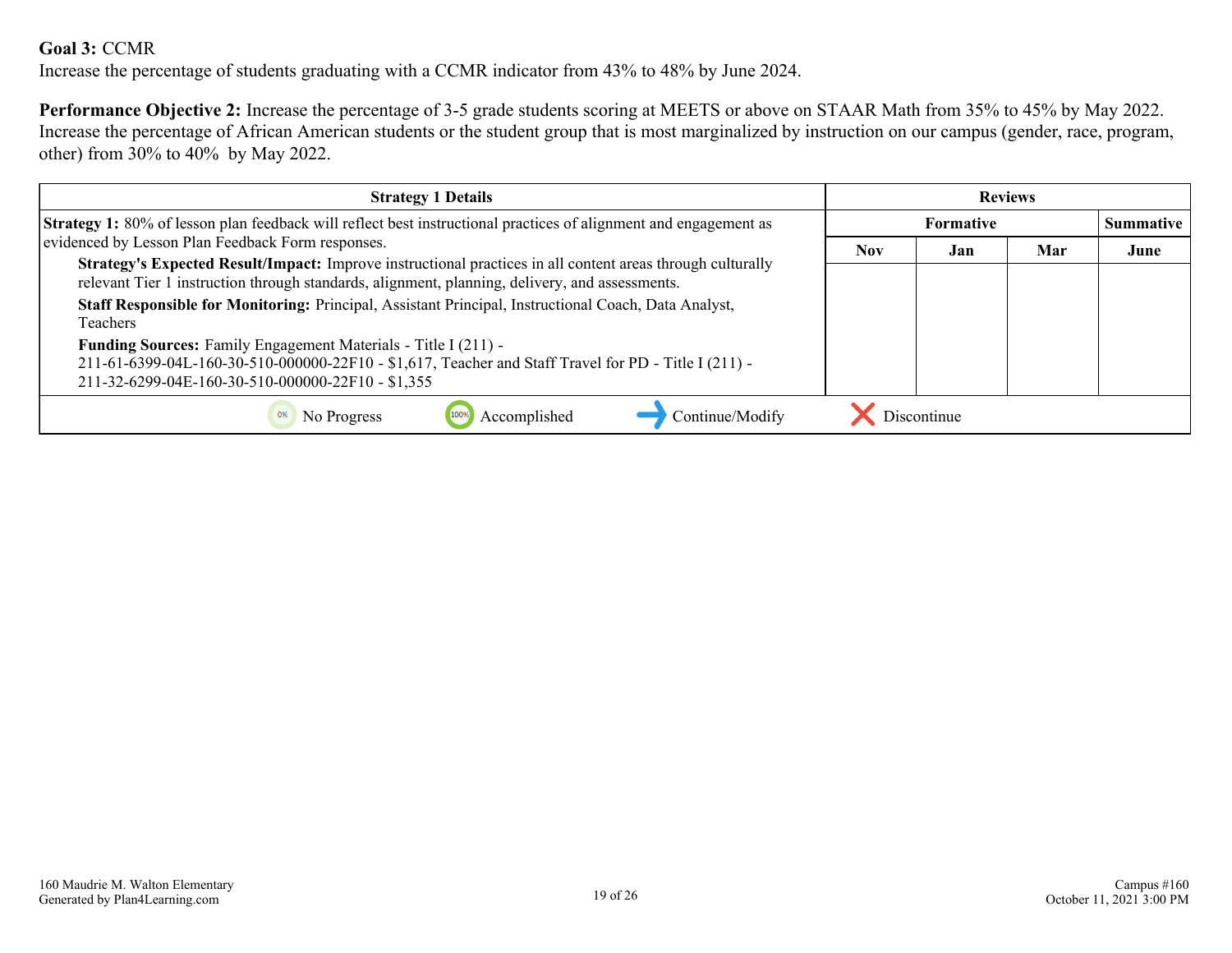**Goal 3:** CCMR
Increase the percentage of students graduating with a CCMR indicator from 43% to 48% by June 2024.

**Performance Objective 2:** Increase the percentage of 3-5 grade students scoring at MEETS or above on STAAR Math from 35% to 45% by May 2022. Increase the percentage of African American students or the student group that is most marginalized by instruction on our campus (gender, race, program, other) from 30% to 40% by May 2022.

| Strategy 1 Details | Reviews | | | |
|---|---|---|---|---|
| | Formative | | | Summative |
| | Nov | Jan | Mar | June |
| **Strategy 1:** 80% of lesson plan feedback will reflect best instructional practices of alignment and engagement as evidenced by Lesson Plan Feedback Form responses.<br>**Strategy's Expected Result/Impact:** Improve instructional practices in all content areas through culturally relevant Tier 1 instruction through standards, alignment, planning, delivery, and assessments.<br>**Staff Responsible for Monitoring:** Principal, Assistant Principal, Instructional Coach, Data Analyst, Teachers<br>**Funding Sources:** Family Engagement Materials - Title I (211) - 211-61-6399-04L-160-30-510-000000-22F10 - $1,617, Teacher and Staff Travel for PD - Title I (211) - 211-32-6299-04E-160-30-510-000000-22F10 - $1,355 | | | | |

No Progress | Accomplished | Continue/Modify | Discontinue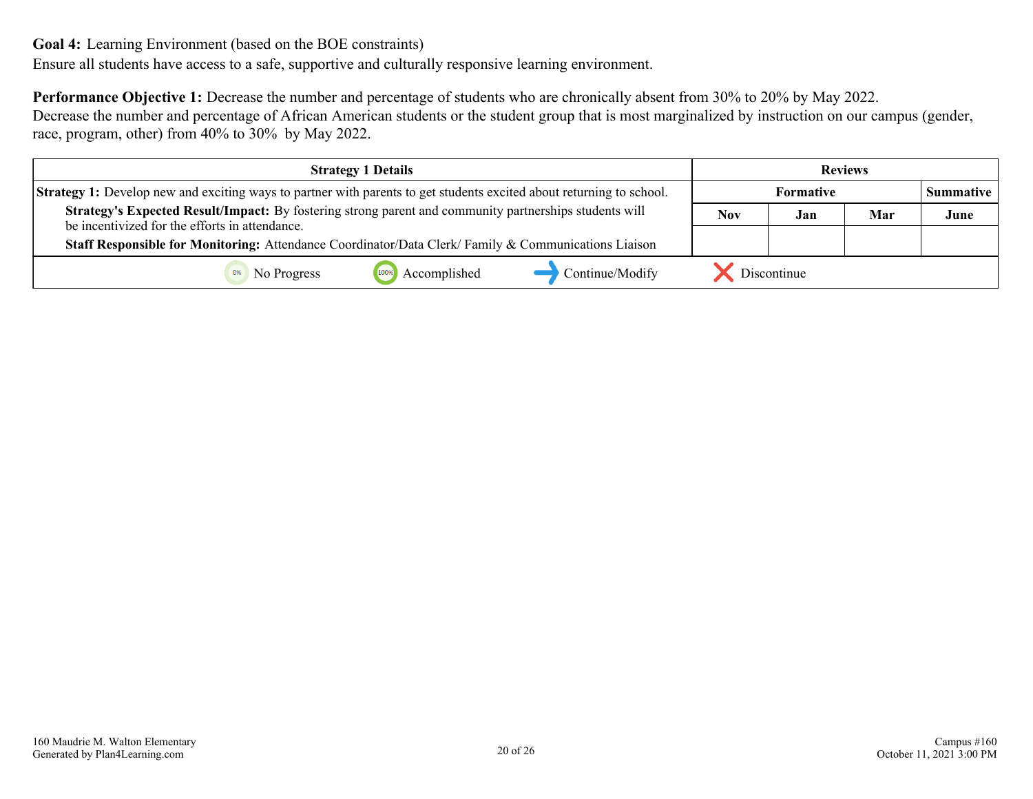**Goal 4:** Learning Environment (based on the BOE constraints)

Ensure all students have access to a safe, supportive and culturally responsive learning environment.

**Performance Objective 1:** Decrease the number and percentage of students who are chronically absent from 30% to 20% by May 2022.
Decrease the number and percentage of African American students or the student group that is most marginalized by instruction on our campus (gender, race, program, other) from 40% to 30% by May 2022.

| Strategy 1 Details | Reviews | | | |
|---|---|---|---|---|
| | Formative | | | Summative |
| **Strategy 1:** Develop new and exciting ways to partner with parents to get students excited about returning to school.<br>**Strategy's Expected Result/Impact:** By fostering strong parent and community partnerships students will be incentivized for the efforts in attendance.<br>**Staff Responsible for Monitoring:** Attendance Coordinator/Data Clerk/ Family & Communications Liaison | Nov | Jan | Mar | June |
| | | | | |

No Progress | Accomplished | Continue/Modify | Discontinue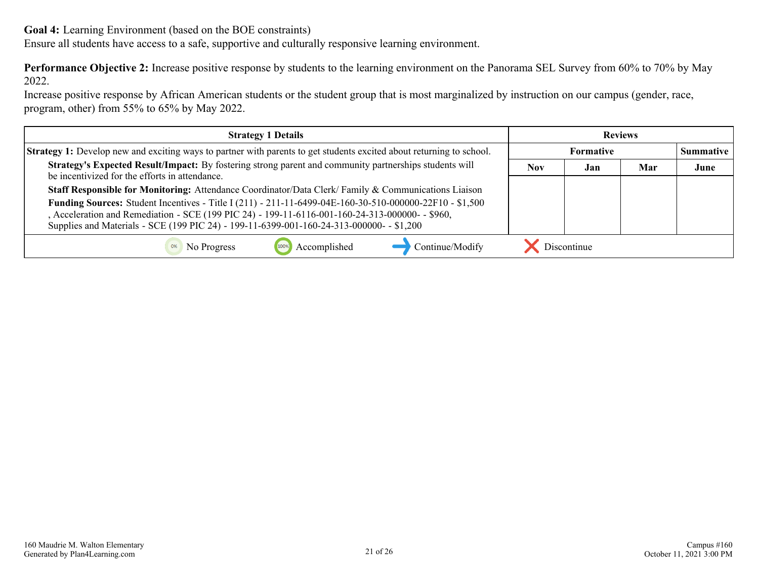**Goal 4:** Learning Environment (based on the BOE constraints)
Ensure all students have access to a safe, supportive and culturally responsive learning environment.

**Performance Objective 2:** Increase positive response by students to the learning environment on the Panorama SEL Survey from 60% to 70% by May 2022.
Increase positive response by African American students or the student group that is most marginalized by instruction on our campus (gender, race, program, other) from 55% to 65% by May 2022.

| Strategy 1 Details | Reviews | | | |
|---|---|---|---|---|
| | Formative | | | Summative |
| | Nov | Jan | Mar | June |
| **Strategy 1:** Develop new and exciting ways to partner with parents to get students excited about returning to school.<br>**Strategy's Expected Result/Impact:** By fostering strong parent and community partnerships students will be incentivized for the efforts in attendance.<br>**Staff Responsible for Monitoring:** Attendance Coordinator/Data Clerk/ Family & Communications Liaison<br>**Funding Sources:** Student Incentives - Title I (211) - 211-11-6499-04E-160-30-510-000000-22F10 - $1,500 , Acceleration and Remediation - SCE (199 PIC 24) - 199-11-6116-001-160-24-313-000000- - $960, Supplies and Materials - SCE (199 PIC 24) - 199-11-6399-001-160-24-313-000000- - $1,200 | | | | |

No Progress | Accomplished | Continue/Modify | Discontinue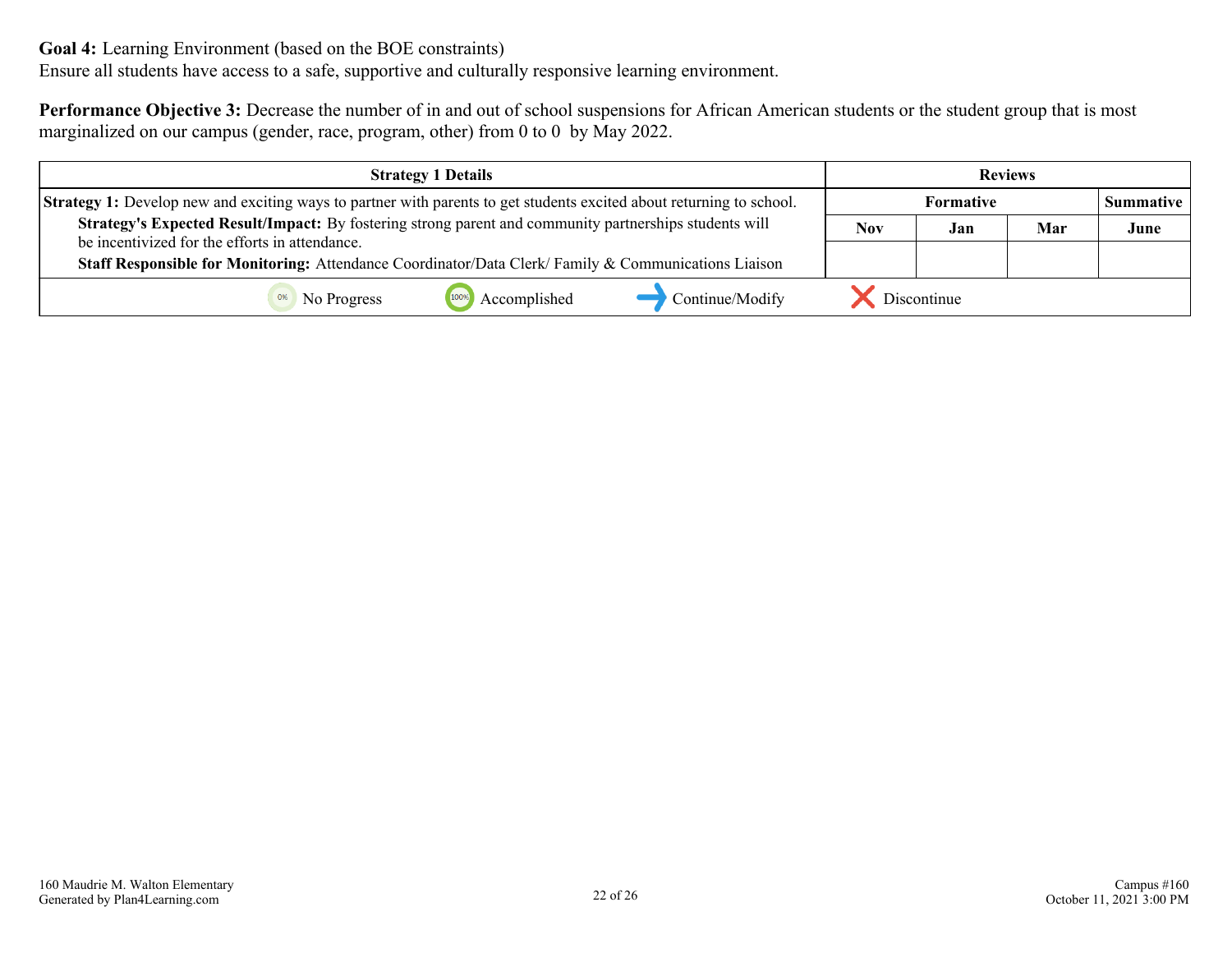**Goal 4:** Learning Environment (based on the BOE constraints)
Ensure all students have access to a safe, supportive and culturally responsive learning environment.

**Performance Objective 3:** Decrease the number of in and out of school suspensions for African American students or the student group that is most marginalized on our campus (gender, race, program, other) from 0 to 0 by May 2022.

| Strategy 1 Details | Reviews | | | |
|---|---|---|---|---|
| | Formative | | | Summative |
| | Nov | Jan | Mar | June |
| **Strategy 1:** Develop new and exciting ways to partner with parents to get students excited about returning to school.<br>**Strategy's Expected Result/Impact:** By fostering strong parent and community partnerships students will be incentivized for the efforts in attendance.<br>**Staff Responsible for Monitoring:** Attendance Coordinator/Data Clerk/ Family & Communications Liaison | | | | |

0% No Progress | 100% Accomplished | Continue/Modify | Discontinue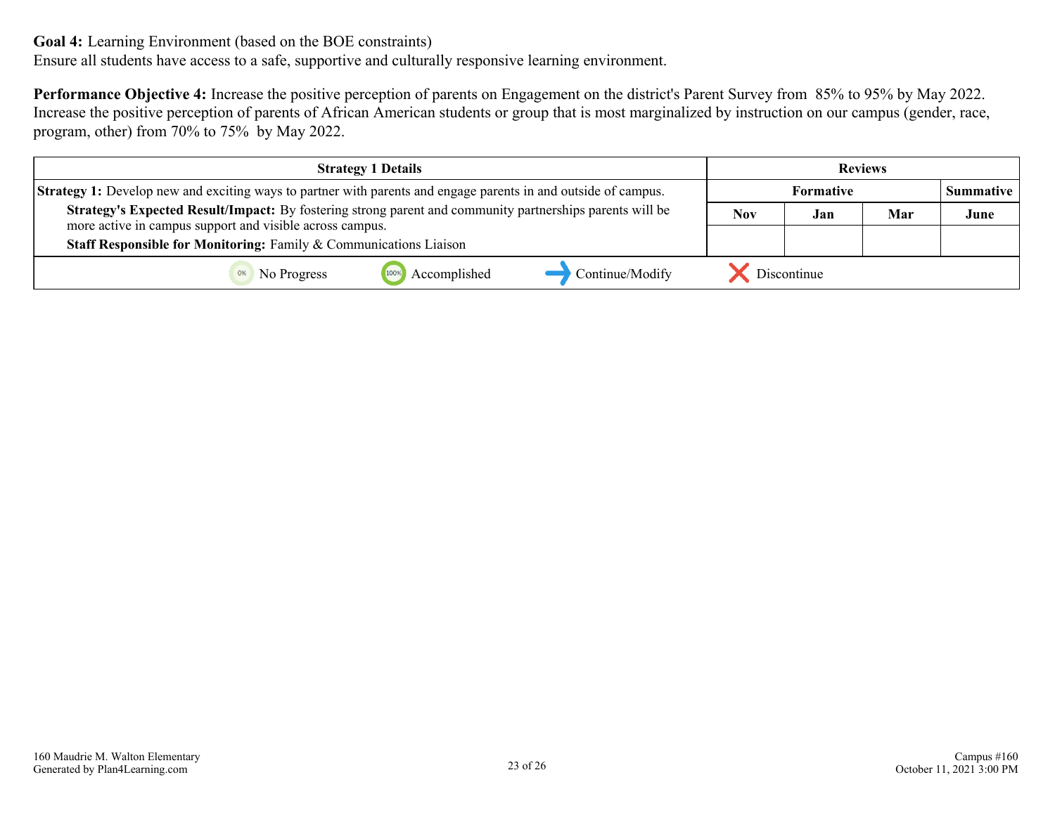**Goal 4:** Learning Environment (based on the BOE constraints)
Ensure all students have access to a safe, supportive and culturally responsive learning environment.

**Performance Objective 4:** Increase the positive perception of parents on Engagement on the district's Parent Survey from 85% to 95% by May 2022. Increase the positive perception of parents of African American students or group that is most marginalized by instruction on our campus (gender, race, program, other) from 70% to 75% by May 2022.

| Strategy 1 Details | Reviews | | | |
|---|---|---|---|---|
| | Formative | | | Summative |
| | Nov | Jan | Mar | June |
| **Strategy 1:** Develop new and exciting ways to partner with parents and engage parents in and outside of campus.<br>**Strategy's Expected Result/Impact:** By fostering strong parent and community partnerships parents will be more active in campus support and visible across campus.<br>**Staff Responsible for Monitoring:** Family & Communications Liaison | | | | |

No Progress | Accomplished | Continue/Modify | Discontinue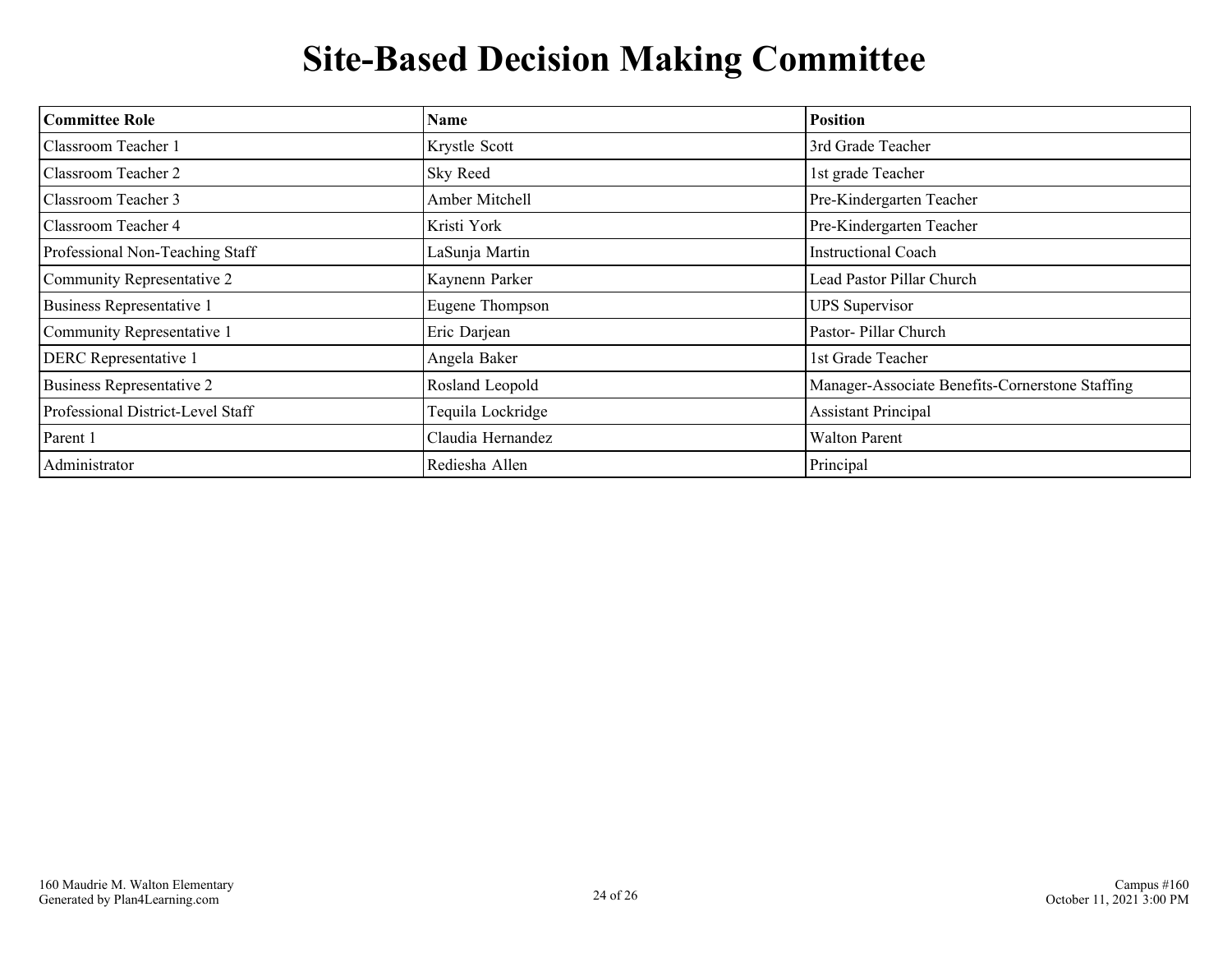# Site-Based Decision Making Committee

| Committee Role | Name | Position |
|---|---|---|
| Classroom Teacher 1 | Krystle Scott | 3rd Grade Teacher |
| Classroom Teacher 2 | Sky Reed | 1st grade Teacher |
| Classroom Teacher 3 | Amber Mitchell | Pre-Kindergarten Teacher |
| Classroom Teacher 4 | Kristi York | Pre-Kindergarten Teacher |
| Professional Non-Teaching Staff | LaSunja Martin | Instructional Coach |
| Community Representative 2 | Kaynenn Parker | Lead Pastor Pillar Church |
| Business Representative 1 | Eugene Thompson | UPS Supervisor |
| Community Representative 1 | Eric Darjean | Pastor- Pillar Church |
| DERC Representative 1 | Angela Baker | 1st Grade Teacher |
| Business Representative 2 | Rosland Leopold | Manager-Associate Benefits-Cornerstone Staffing |
| Professional District-Level Staff | Tequila Lockridge | Assistant Principal |
| Parent 1 | Claudia Hernandez | Walton Parent |
| Administrator | Rediesha Allen | Principal |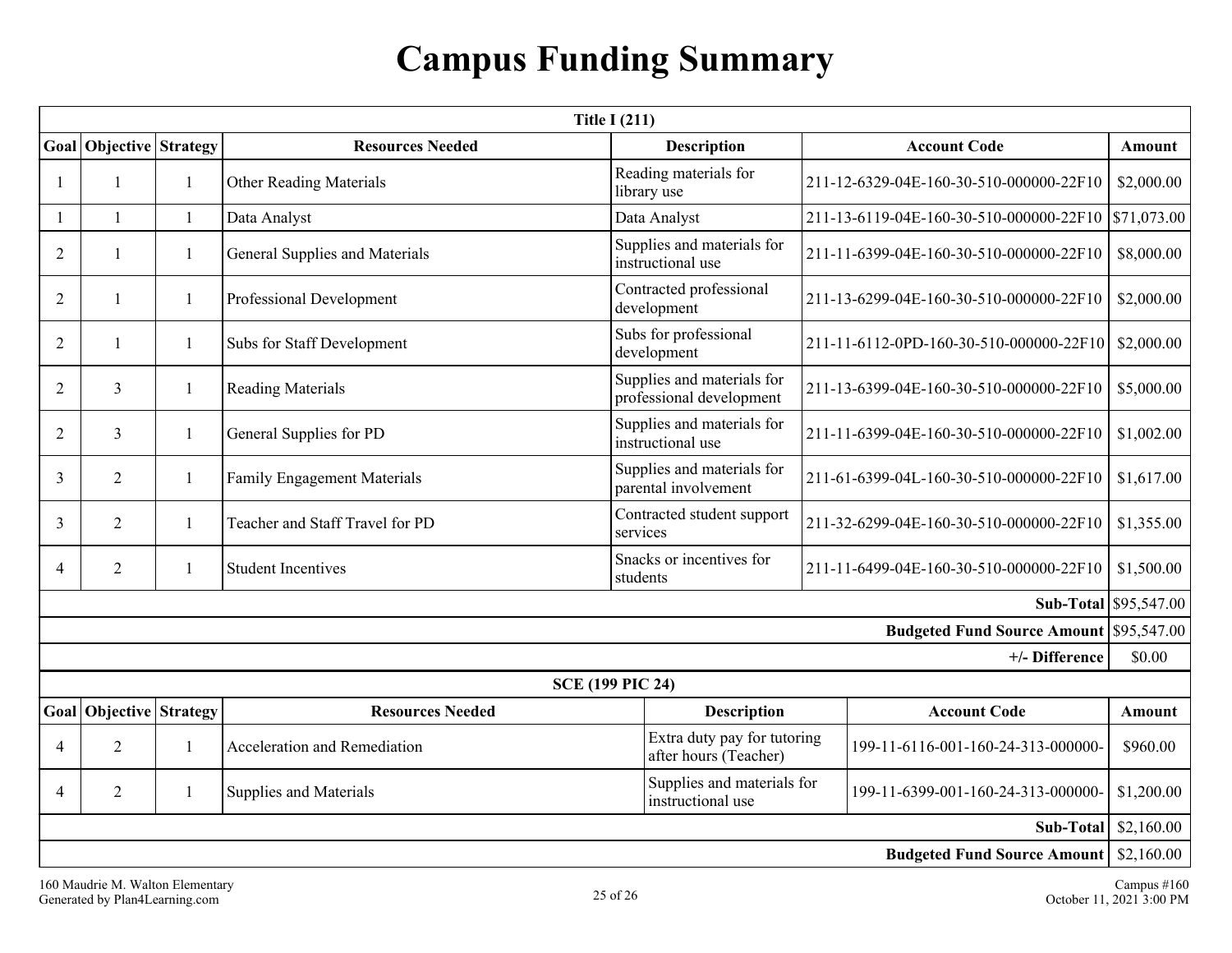# Campus Funding Summary

| Title I (211) | | | | | | |
|---|---|---|---|---|---|---|
| **Goal** | **Objective** | **Strategy** | **Resources Needed** | **Description** | **Account Code** | **Amount** |
| 1 | 1 | 1 | Other Reading Materials | Reading materials for library use | 211-12-6329-04E-160-30-510-000000-22F10 | $2,000.00 |
| 1 | 1 | 1 | Data Analyst | Data Analyst | 211-13-6119-04E-160-30-510-000000-22F10 | $71,073.00 |
| 2 | 1 | 1 | General Supplies and Materials | Supplies and materials for instructional use | 211-11-6399-04E-160-30-510-000000-22F10 | $8,000.00 |
| 2 | 1 | 1 | Professional Development | Contracted professional development | 211-13-6299-04E-160-30-510-000000-22F10 | $2,000.00 |
| 2 | 1 | 1 | Subs for Staff Development | Subs for professional development | 211-11-6112-0PD-160-30-510-000000-22F10 | $2,000.00 |
| 2 | 3 | 1 | Reading Materials | Supplies and materials for professional development | 211-13-6399-04E-160-30-510-000000-22F10 | $5,000.00 |
| 2 | 3 | 1 | General Supplies for PD | Supplies and materials for instructional use | 211-11-6399-04E-160-30-510-000000-22F10 | $1,002.00 |
| 3 | 2 | 1 | Family Engagement Materials | Supplies and materials for parental involvement | 211-61-6399-04L-160-30-510-000000-22F10 | $1,617.00 |
| 3 | 2 | 1 | Teacher and Staff Travel for PD | Contracted student support services | 211-32-6299-04E-160-30-510-000000-22F10 | $1,355.00 |
| 4 | 2 | 1 | Student Incentives | Snacks or incentives for students | 211-11-6499-04E-160-30-510-000000-22F10 | $1,500.00 |
| | | | | | **Sub-Total** | $95,547.00 |
| | | | | | **Budgeted Fund Source Amount** | $95,547.00 |
| | | | | | **+/- Difference** | $0.00 |

| SCE (199 PIC 24) | | | | | | |
|---|---|---|---|---|---|---|
| **Goal** | **Objective** | **Strategy** | **Resources Needed** | **Description** | **Account Code** | **Amount** |
| 4 | 2 | 1 | Acceleration and Remediation | Extra duty pay for tutoring after hours (Teacher) | 199-11-6116-001-160-24-313-000000- | $960.00 |
| 4 | 2 | 1 | Supplies and Materials | Supplies and materials for instructional use | 199-11-6399-001-160-24-313-000000- | $1,200.00 |
| | | | | | **Sub-Total** | $2,160.00 |
| | | | | | **Budgeted Fund Source Amount** | $2,160.00 |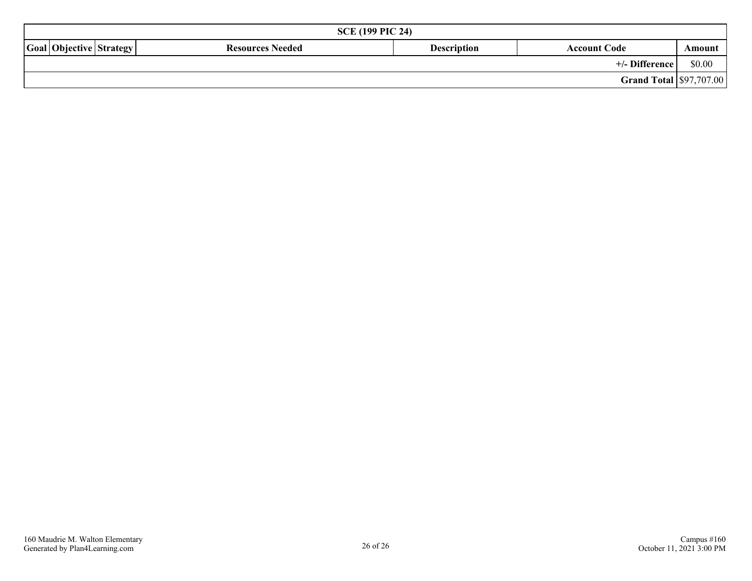| SCE (199 PIC 24) | | | | | | |
|---|---|---|---|---|---|---|
| Goal | Objective | Strategy | Resources Needed | Description | Account Code | Amount |
| | | | | | +/- Difference | $0.00 |
| | | | | | Grand Total | $97,707.00 |